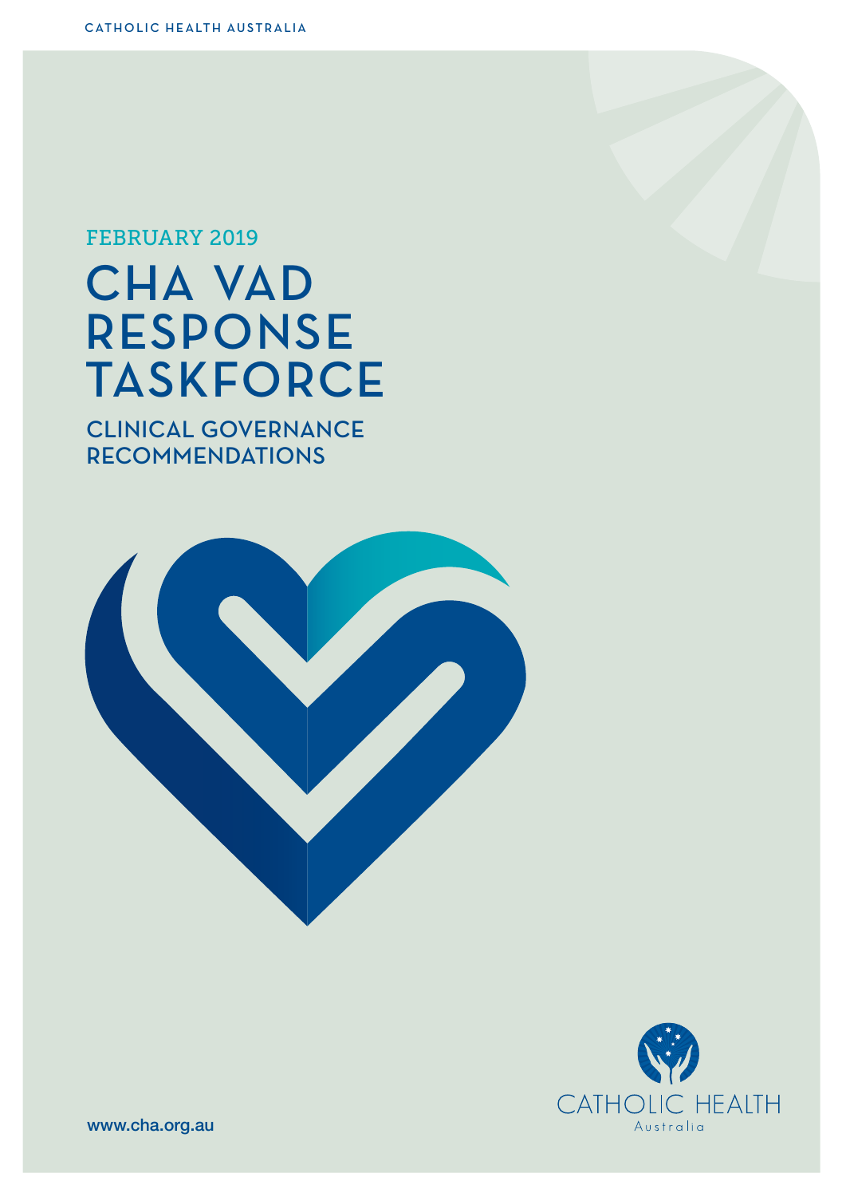CATHOLIC HEALTH AUSTRALIA

FEBRUARY 2019

# CHA VAD RESPONSE TASKFORCE

## CLINICAL GOVERNANCE RECOMMENDATIONS

CATHOLIC HEALTH Australia

www.cha.org.au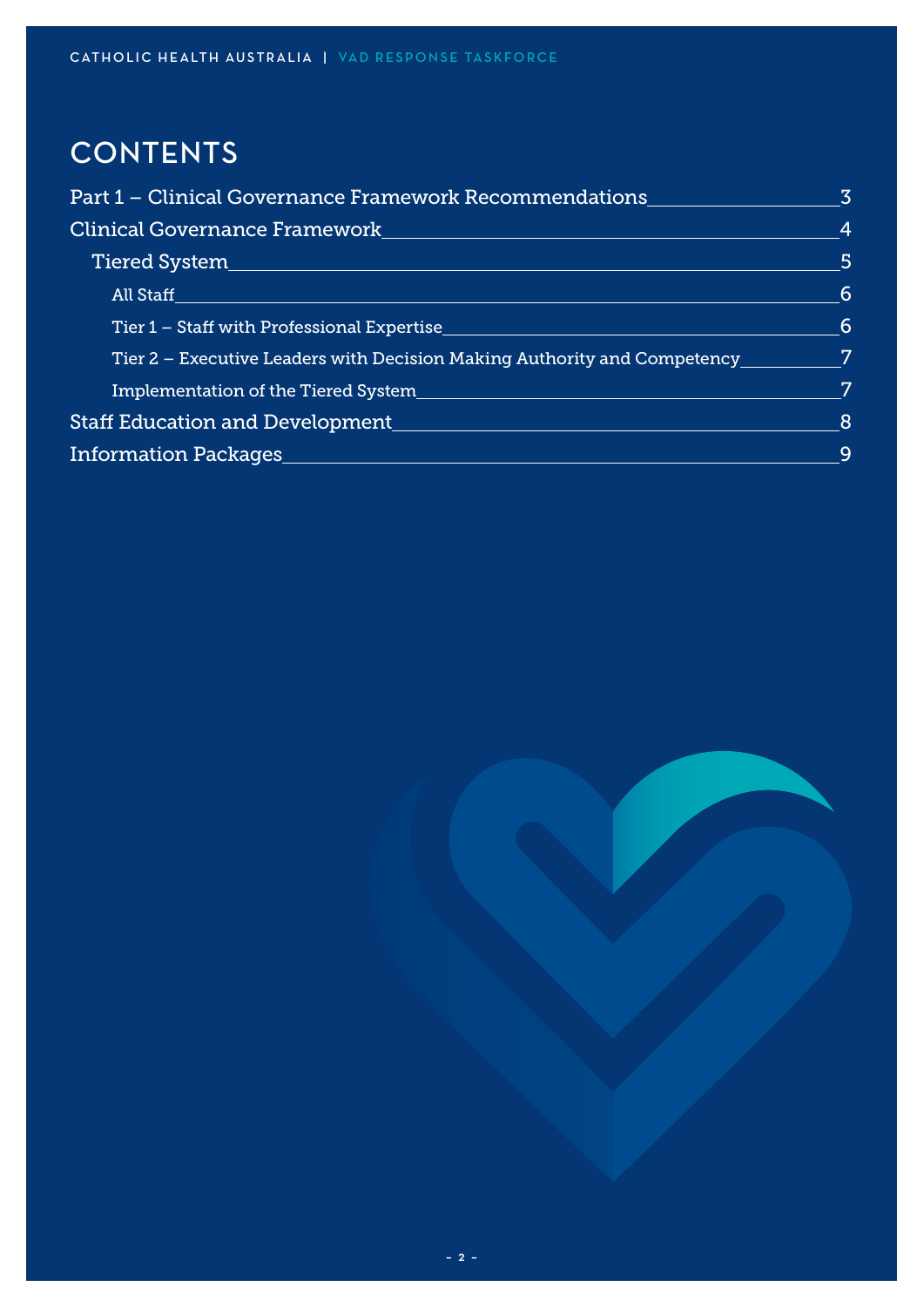# CONTENTS

Part 1 – Clinical Governance Framework Recommendations 3

Clinical Governance Framework 4

- Tiered System 5
  - All Staff 6
  - Tier 1 – Staff with Professional Expertise 6
  - Tier 2 – Executive Leaders with Decision Making Authority and Competency 7
  - Implementation of the Tiered System 7

Staff Education and Development 8

Information Packages 9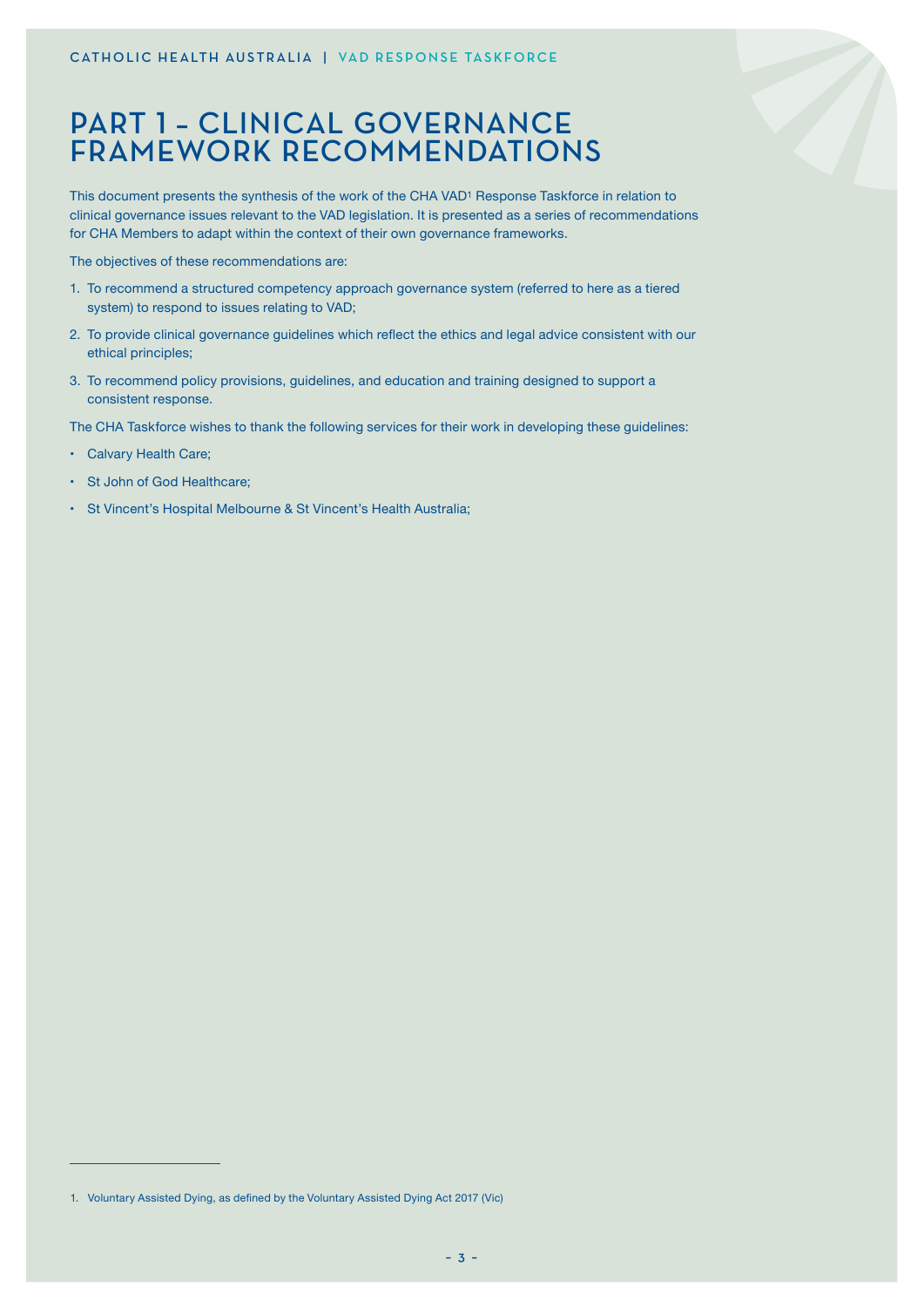# PART 1 – CLINICAL GOVERNANCE FRAMEWORK RECOMMENDATIONS

This document presents the synthesis of the work of the CHA VAD[1] Response Taskforce in relation to clinical governance issues relevant to the VAD legislation. It is presented as a series of recommendations for CHA Members to adapt within the context of their own governance frameworks.

The objectives of these recommendations are:

1. To recommend a structured competency approach governance system (referred to here as a tiered system) to respond to issues relating to VAD;
2. To provide clinical governance guidelines which reflect the ethics and legal advice consistent with our ethical principles;
3. To recommend policy provisions, guidelines, and education and training designed to support a consistent response.

The CHA Taskforce wishes to thank the following services for their work in developing these guidelines:

- Calvary Health Care;
- St John of God Healthcare;
- St Vincent's Hospital Melbourne & St Vincent's Health Australia;

1. Voluntary Assisted Dying, as defined by the Voluntary Assisted Dying Act 2017 (Vic)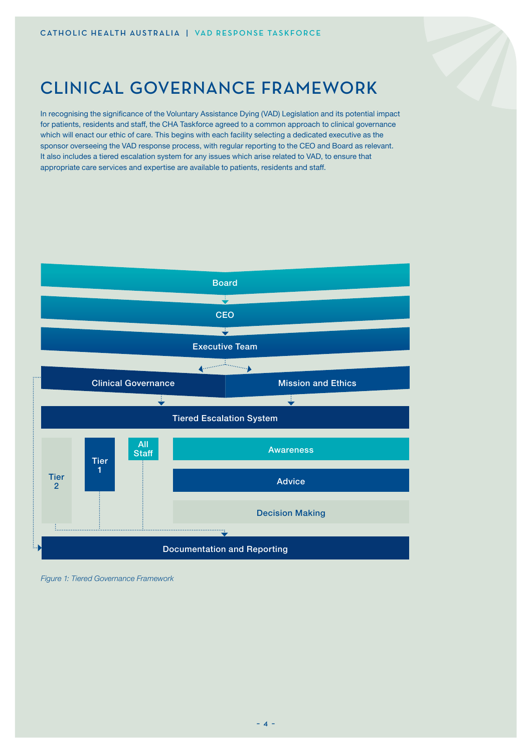# CLINICAL GOVERNANCE FRAMEWORK

In recognising the significance of the Voluntary Assistance Dying (VAD) Legislation and its potential impact for patients, residents and staff, the CHA Taskforce agreed to a common approach to clinical governance which will enact our ethic of care. This begins with each facility selecting a dedicated executive as the sponsor overseeing the VAD response process, with regular reporting to the CEO and Board as relevant. It also includes a tiered escalation system for any issues which arise related to VAD, to ensure that appropriate care services and expertise are available to patients, residents and staff.

Board

CEO

Executive Team

Clinical Governance | Mission and Ethics

Tiered Escalation System

Tier 2 | Tier 1 | All Staff

Awareness

Advice

Decision Making

Documentation and Reporting

*Figure 1: Tiered Governance Framework*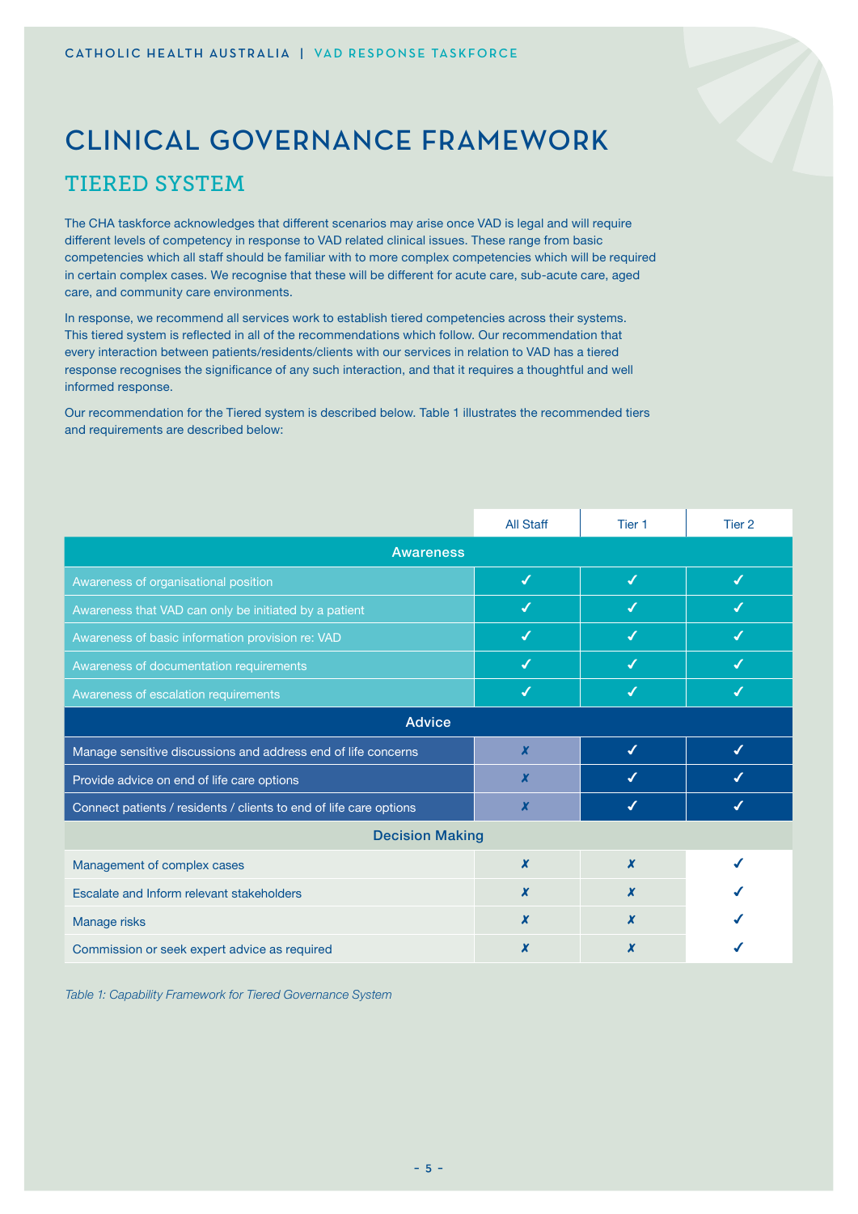# CLINICAL GOVERNANCE FRAMEWORK

## TIERED SYSTEM

The CHA taskforce acknowledges that different scenarios may arise once VAD is legal and will require different levels of competency in response to VAD related clinical issues. These range from basic competencies which all staff should be familiar with to more complex competencies which will be required in certain complex cases. We recognise that these will be different for acute care, sub-acute care, aged care, and community care environments.

In response, we recommend all services work to establish tiered competencies across their systems. This tiered system is reflected in all of the recommendations which follow. Our recommendation that every interaction between patients/residents/clients with our services in relation to VAD has a tiered response recognises the significance of any such interaction, and that it requires a thoughtful and well informed response.

Our recommendation for the Tiered system is described below. Table 1 illustrates the recommended tiers and requirements are described below:

| | All Staff | Tier 1 | Tier 2 |
|---|---|---|---|
| **Awareness** | | | |
| Awareness of organisational position | ✓ | ✓ | ✓ |
| Awareness that VAD can only be initiated by a patient | ✓ | ✓ | ✓ |
| Awareness of basic information provision re: VAD | ✓ | ✓ | ✓ |
| Awareness of documentation requirements | ✓ | ✓ | ✓ |
| Awareness of escalation requirements | ✓ | ✓ | ✓ |
| **Advice** | | | |
| Manage sensitive discussions and address end of life concerns | ✗ | ✓ | ✓ |
| Provide advice on end of life care options | ✗ | ✓ | ✓ |
| Connect patients / residents / clients to end of life care options | ✗ | ✓ | ✓ |
| **Decision Making** | | | |
| Management of complex cases | ✗ | ✗ | ✓ |
| Escalate and Inform relevant stakeholders | ✗ | ✗ | ✓ |
| Manage risks | ✗ | ✗ | ✓ |
| Commission or seek expert advice as required | ✗ | ✗ | ✓ |

*Table 1: Capability Framework for Tiered Governance System*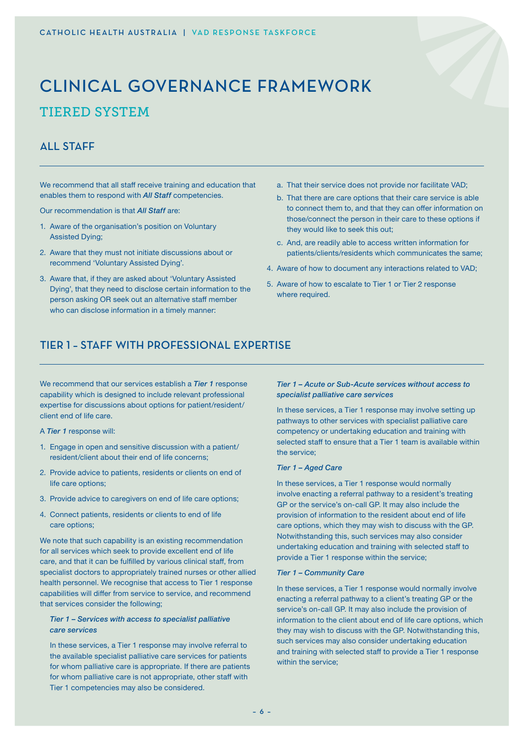# CLINICAL GOVERNANCE FRAMEWORK

## TIERED SYSTEM

### ALL STAFF

We recommend that all staff receive training and education that enables them to respond with ***All Staff*** competencies.

Our recommendation is that ***All Staff*** are:

1. Aware of the organisation's position on Voluntary Assisted Dying;
2. Aware that they must not initiate discussions about or recommend 'Voluntary Assisted Dying'.
3. Aware that, if they are asked about 'Voluntary Assisted Dying', that they need to disclose certain information to the person asking OR seek out an alternative staff member who can disclose information in a timely manner:
   a. That their service does not provide nor facilitate VAD;
   b. That there are care options that their care service is able to connect them to, and that they can offer information on those/connect the person in their care to these options if they would like to seek this out;
   c. And, are readily able to access written information for patients/clients/residents which communicates the same;
4. Aware of how to document any interactions related to VAD;
5. Aware of how to escalate to Tier 1 or Tier 2 response where required.

### TIER 1 – STAFF WITH PROFESSIONAL EXPERTISE

We recommend that our services establish a ***Tier 1*** response capability which is designed to include relevant professional expertise for discussions about options for patient/resident/client end of life care.

A ***Tier 1*** response will:

1. Engage in open and sensitive discussion with a patient/resident/client about their end of life concerns;
2. Provide advice to patients, residents or clients on end of life care options;
3. Provide advice to caregivers on end of life care options;
4. Connect patients, residents or clients to end of life care options;

We note that such capability is an existing recommendation for all services which seek to provide excellent end of life care, and that it can be fulfilled by various clinical staff, from specialist doctors to appropriately trained nurses or other allied health personnel. We recognise that access to Tier 1 response capabilities will differ from service to service, and recommend that services consider the following;

***Tier 1 – Services with access to specialist palliative care services***

In these services, a Tier 1 response may involve referral to the available specialist palliative care services for patients for whom palliative care is appropriate. If there are patients for whom palliative care is not appropriate, other staff with Tier 1 competencies may also be considered.

***Tier 1 – Acute or Sub-Acute services without access to specialist palliative care services***

In these services, a Tier 1 response may involve setting up pathways to other services with specialist palliative care competency or undertaking education and training with selected staff to ensure that a Tier 1 team is available within the service;

***Tier 1 – Aged Care***

In these services, a Tier 1 response would normally involve enacting a referral pathway to a resident's treating GP or the service's on-call GP. It may also include the provision of information to the resident about end of life care options, which they may wish to discuss with the GP. Notwithstanding this, such services may also consider undertaking education and training with selected staff to provide a Tier 1 response within the service;

***Tier 1 – Community Care***

In these services, a Tier 1 response would normally involve enacting a referral pathway to a client's treating GP or the service's on-call GP. It may also include the provision of information to the client about end of life care options, which they may wish to discuss with the GP. Notwithstanding this, such services may also consider undertaking education and training with selected staff to provide a Tier 1 response within the service;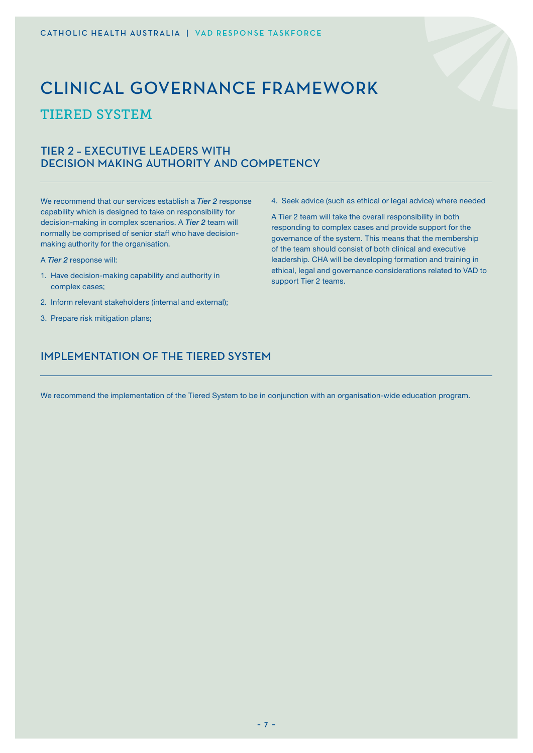# CLINICAL GOVERNANCE FRAMEWORK

## TIERED SYSTEM

### TIER 2 – EXECUTIVE LEADERS WITH DECISION MAKING AUTHORITY AND COMPETENCY

We recommend that our services establish a ***Tier 2*** response capability which is designed to take on responsibility for decision-making in complex scenarios. A ***Tier 2*** team will normally be comprised of senior staff who have decision-making authority for the organisation.

A ***Tier 2*** response will:

1. Have decision-making capability and authority in complex cases;
2. Inform relevant stakeholders (internal and external);
3. Prepare risk mitigation plans;
4. Seek advice (such as ethical or legal advice) where needed

A Tier 2 team will take the overall responsibility in both responding to complex cases and provide support for the governance of the system. This means that the membership of the team should consist of both clinical and executive leadership. CHA will be developing formation and training in ethical, legal and governance considerations related to VAD to support Tier 2 teams.

### IMPLEMENTATION OF THE TIERED SYSTEM

We recommend the implementation of the Tiered System to be in conjunction with an organisation-wide education program.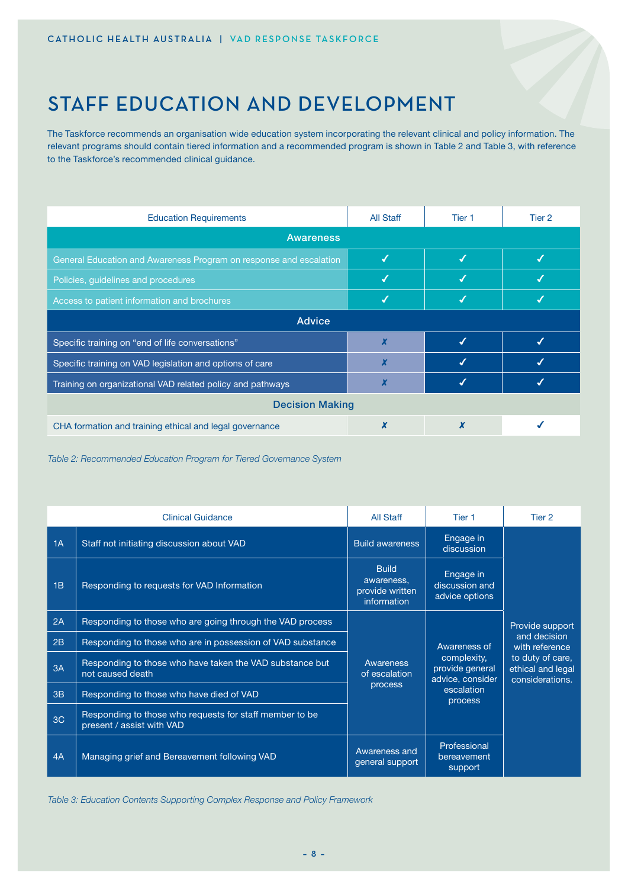# STAFF EDUCATION AND DEVELOPMENT

The Taskforce recommends an organisation wide education system incorporating the relevant clinical and policy information. The relevant programs should contain tiered information and a recommended program is shown in Table 2 and Table 3, with reference to the Taskforce's recommended clinical guidance.

| Education Requirements | All Staff | Tier 1 | Tier 2 |
|---|---|---|---|
| **Awareness** | | | |
| General Education and Awareness Program on response and escalation | ✓ | ✓ | ✓ |
| Policies, guidelines and procedures | ✓ | ✓ | ✓ |
| Access to patient information and brochures | ✓ | ✓ | ✓ |
| **Advice** | | | |
| Specific training on "end of life conversations" | ✗ | ✓ | ✓ |
| Specific training on VAD legislation and options of care | ✗ | ✓ | ✓ |
| Training on organizational VAD related policy and pathways | ✗ | ✓ | ✓ |
| **Decision Making** | | | |
| CHA formation and training ethical and legal governance | ✗ | ✗ | ✓ |

*Table 2: Recommended Education Program for Tiered Governance System*

| | Clinical Guidance | All Staff | Tier 1 | Tier 2 |
|---|---|---|---|---|
| 1A | Staff not initiating discussion about VAD | Build awareness | Engage in discussion | Provide support and decision with reference to duty of care, ethical and legal considerations. |
| 1B | Responding to requests for VAD Information | Build awareness, provide written information | Engage in discussion and advice options | |
| 2A | Responding to those who are going through the VAD process | Awareness of escalation process | Awareness of complexity, provide general advice, consider escalation process | |
| 2B | Responding to those who are in possession of VAD substance | | | |
| 3A | Responding to those who have taken the VAD substance but not caused death | | | |
| 3B | Responding to those who have died of VAD | | | |
| 3C | Responding to those who requests for staff member to be present / assist with VAD | | | |
| 4A | Managing grief and Bereavement following VAD | Awareness and general support | Professional bereavement support | |

*Table 3: Education Contents Supporting Complex Response and Policy Framework*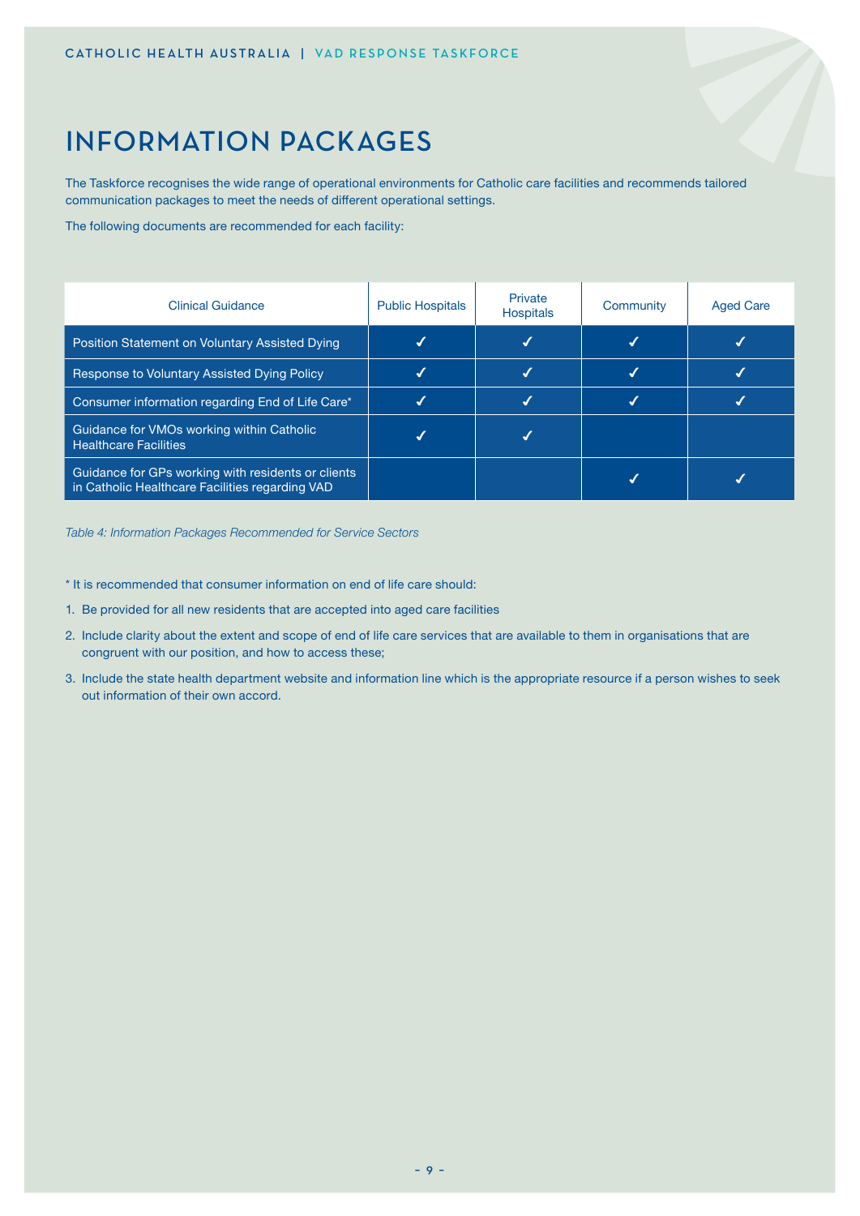# INFORMATION PACKAGES

The Taskforce recognises the wide range of operational environments for Catholic care facilities and recommends tailored communication packages to meet the needs of different operational settings.

The following documents are recommended for each facility:

| Clinical Guidance | Public Hospitals | Private Hospitals | Community | Aged Care |
|---|---|---|---|---|
| Position Statement on Voluntary Assisted Dying | ✓ | ✓ | ✓ | ✓ |
| Response to Voluntary Assisted Dying Policy | ✓ | ✓ | ✓ | ✓ |
| Consumer information regarding End of Life Care* | ✓ | ✓ | ✓ | ✓ |
| Guidance for VMOs working within Catholic Healthcare Facilities | ✓ | ✓ | | |
| Guidance for GPs working with residents or clients in Catholic Healthcare Facilities regarding VAD | | | ✓ | ✓ |

*Table 4: Information Packages Recommended for Service Sectors*

\* It is recommended that consumer information on end of life care should:

1. Be provided for all new residents that are accepted into aged care facilities
2. Include clarity about the extent and scope of end of life care services that are available to them in organisations that are congruent with our position, and how to access these;
3. Include the state health department website and information line which is the appropriate resource if a person wishes to seek out information of their own accord.